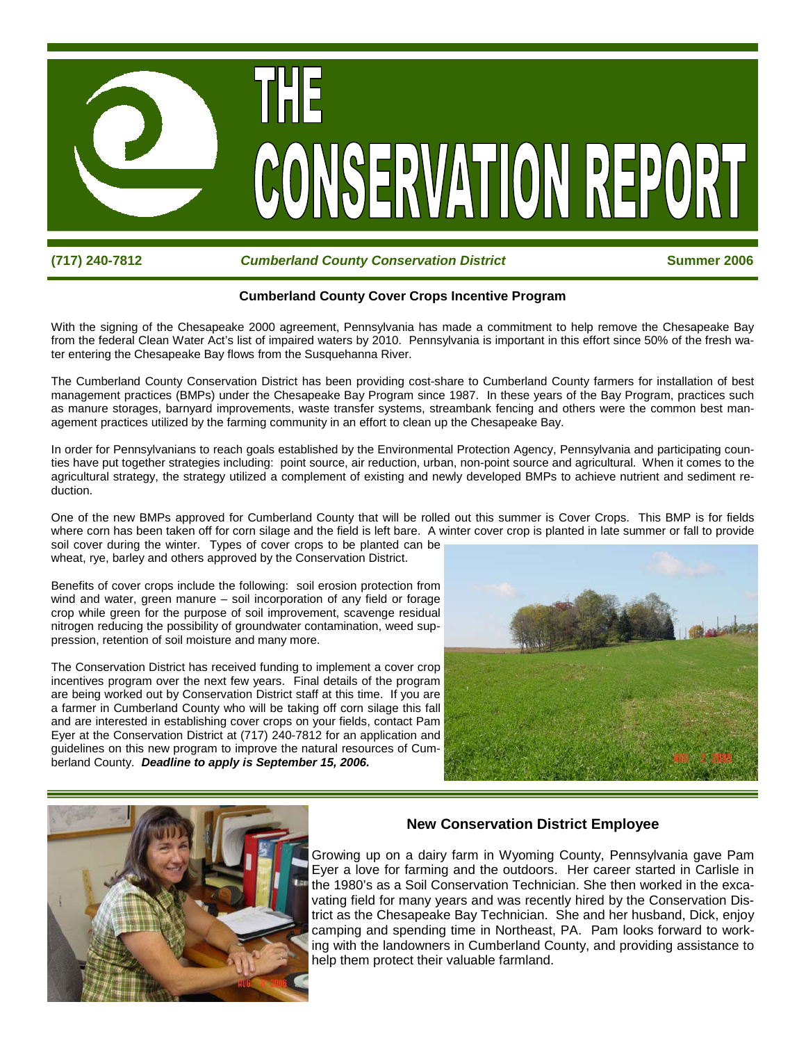# THE CONSERVATION REPORT

**(717) 240-7812** *Cumberland County Conservation District* **Summer 2006**

## Cumberland County Cover Crops Incentive Program

With the signing of the Chesapeake 2000 agreement, Pennsylvania has made a commitment to help remove the Chesapeake Bay from the federal Clean Water Act's list of impaired waters by 2010. Pennsylvania is important in this effort since 50% of the fresh water entering the Chesapeake Bay flows from the Susquehanna River.

The Cumberland County Conservation District has been providing cost-share to Cumberland County farmers for installation of best management practices (BMPs) under the Chesapeake Bay Program since 1987. In these years of the Bay Program, practices such as manure storages, barnyard improvements, waste transfer systems, streambank fencing and others were the common best management practices utilized by the farming community in an effort to clean up the Chesapeake Bay.

In order for Pennsylvanians to reach goals established by the Environmental Protection Agency, Pennsylvania and participating counties have put together strategies including: point source, air reduction, urban, non-point source and agricultural. When it comes to the agricultural strategy, the strategy utilized a complement of existing and newly developed BMPs to achieve nutrient and sediment reduction.

One of the new BMPs approved for Cumberland County that will be rolled out this summer is Cover Crops. This BMP is for fields where corn has been taken off for corn silage and the field is left bare. A winter cover crop is planted in late summer or fall to provide soil cover during the winter. Types of cover crops to be planted can be wheat, rye, barley and others approved by the Conservation District.

Benefits of cover crops include the following: soil erosion protection from wind and water, green manure – soil incorporation of any field or forage crop while green for the purpose of soil improvement, scavenge residual nitrogen reducing the possibility of groundwater contamination, weed suppression, retention of soil moisture and many more.

The Conservation District has received funding to implement a cover crop incentives program over the next few years. Final details of the program are being worked out by Conservation District staff at this time. If you are a farmer in Cumberland County who will be taking off corn silage this fall and are interested in establishing cover crops on your fields, contact Pam Eyer at the Conservation District at (717) 240-7812 for an application and guidelines on this new program to improve the natural resources of Cumberland County. ***Deadline to apply is September 15, 2006.***

## New Conservation District Employee

Growing up on a dairy farm in Wyoming County, Pennsylvania gave Pam Eyer a love for farming and the outdoors. Her career started in Carlisle in the 1980's as a Soil Conservation Technician. She then worked in the excavating field for many years and was recently hired by the Conservation District as the Chesapeake Bay Technician. She and her husband, Dick, enjoy camping and spending time in Northeast, PA. Pam looks forward to working with the landowners in Cumberland County, and providing assistance to help them protect their valuable farmland.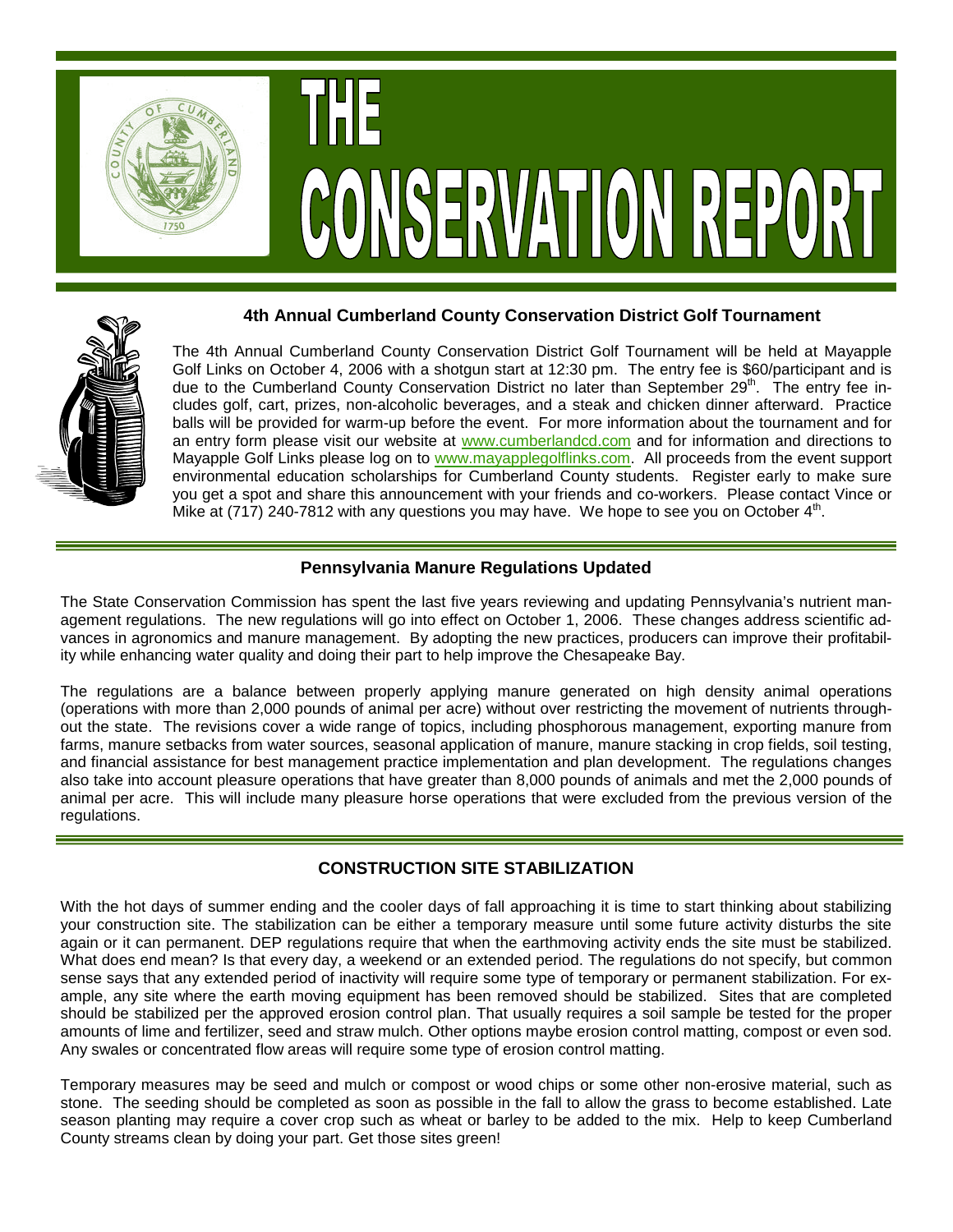# THE CONSERVATION REPORT

## 4th Annual Cumberland County Conservation District Golf Tournament

The 4th Annual Cumberland County Conservation District Golf Tournament will be held at Mayapple Golf Links on October 4, 2006 with a shotgun start at 12:30 pm. The entry fee is $60/participant and is due to the Cumberland County Conservation District no later than September 29th. The entry fee includes golf, cart, prizes, non-alcoholic beverages, and a steak and chicken dinner afterward. Practice balls will be provided for warm-up before the event. For more information about the tournament and for an entry form please visit our website at www.cumberlandcd.com and for information and directions to Mayapple Golf Links please log on to www.mayapplegolflinks.com. All proceeds from the event support environmental education scholarships for Cumberland County students. Register early to make sure you get a spot and share this announcement with your friends and co-workers. Please contact Vince or Mike at (717) 240-7812 with any questions you may have. We hope to see you on October 4th.

## Pennsylvania Manure Regulations Updated

The State Conservation Commission has spent the last five years reviewing and updating Pennsylvania's nutrient management regulations. The new regulations will go into effect on October 1, 2006. These changes address scientific advances in agronomics and manure management. By adopting the new practices, producers can improve their profitability while enhancing water quality and doing their part to help improve the Chesapeake Bay.

The regulations are a balance between properly applying manure generated on high density animal operations (operations with more than 2,000 pounds of animal per acre) without over restricting the movement of nutrients throughout the state. The revisions cover a wide range of topics, including phosphorous management, exporting manure from farms, manure setbacks from water sources, seasonal application of manure, manure stacking in crop fields, soil testing, and financial assistance for best management practice implementation and plan development. The regulations changes also take into account pleasure operations that have greater than 8,000 pounds of animals and met the 2,000 pounds of animal per acre. This will include many pleasure horse operations that were excluded from the previous version of the regulations.

## CONSTRUCTION SITE STABILIZATION

With the hot days of summer ending and the cooler days of fall approaching it is time to start thinking about stabilizing your construction site. The stabilization can be either a temporary measure until some future activity disturbs the site again or it can permanent. DEP regulations require that when the earthmoving activity ends the site must be stabilized. What does end mean? Is that every day, a weekend or an extended period. The regulations do not specify, but common sense says that any extended period of inactivity will require some type of temporary or permanent stabilization. For example, any site where the earth moving equipment has been removed should be stabilized. Sites that are completed should be stabilized per the approved erosion control plan. That usually requires a soil sample be tested for the proper amounts of lime and fertilizer, seed and straw mulch. Other options maybe erosion control matting, compost or even sod. Any swales or concentrated flow areas will require some type of erosion control matting.

Temporary measures may be seed and mulch or compost or wood chips or some other non-erosive material, such as stone. The seeding should be completed as soon as possible in the fall to allow the grass to become established. Late season planting may require a cover crop such as wheat or barley to be added to the mix. Help to keep Cumberland County streams clean by doing your part. Get those sites green!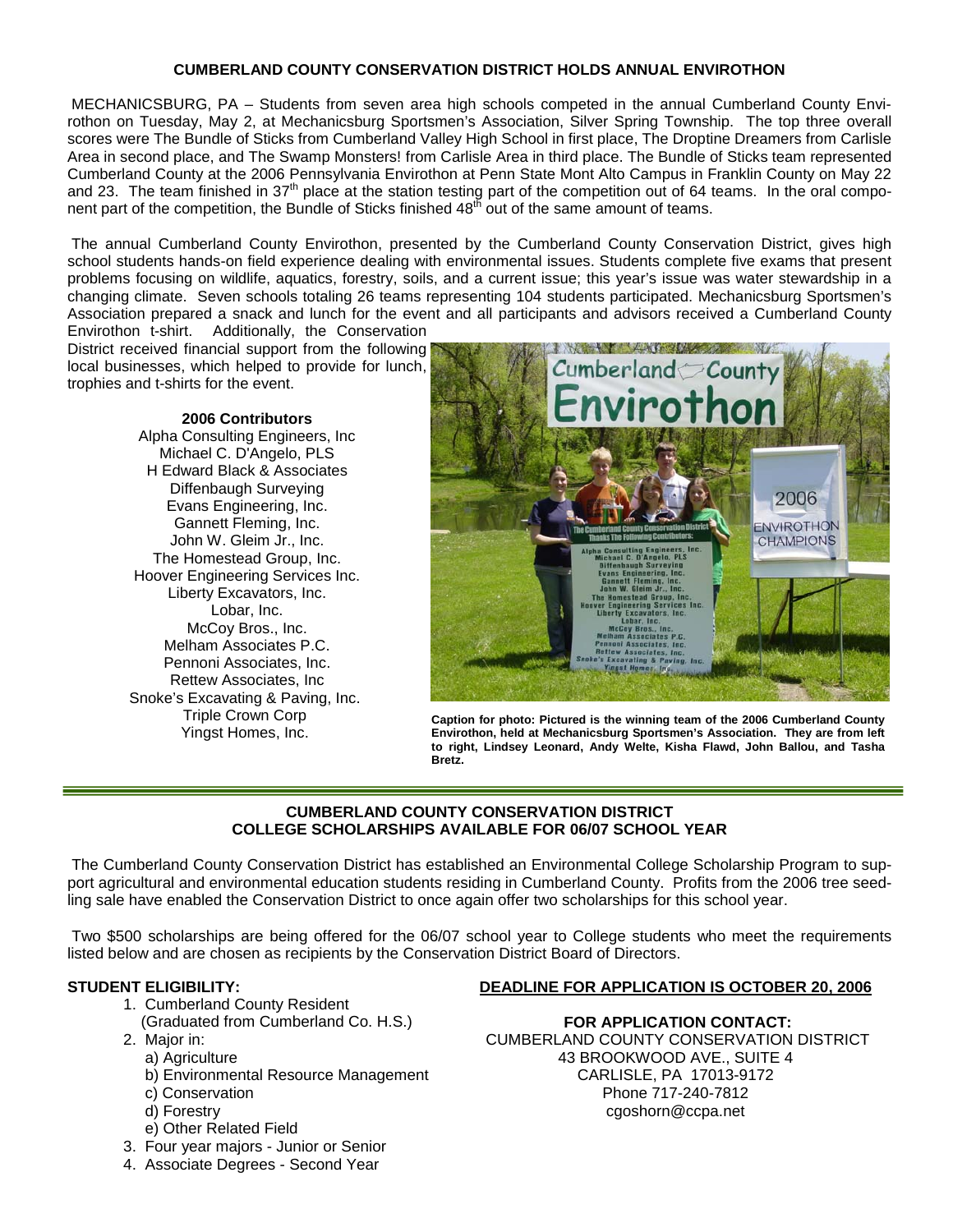## CUMBERLAND COUNTY CONSERVATION DISTRICT HOLDS ANNUAL ENVIROTHON

MECHANICSBURG, PA – Students from seven area high schools competed in the annual Cumberland County Envirothon on Tuesday, May 2, at Mechanicsburg Sportsmen's Association, Silver Spring Township. The top three overall scores were The Bundle of Sticks from Cumberland Valley High School in first place, The Droptine Dreamers from Carlisle Area in second place, and The Swamp Monsters! from Carlisle Area in third place. The Bundle of Sticks team represented Cumberland County at the 2006 Pennsylvania Envirothon at Penn State Mont Alto Campus in Franklin County on May 22 and 23. The team finished in 37th place at the station testing part of the competition out of 64 teams. In the oral component part of the competition, the Bundle of Sticks finished 48th out of the same amount of teams.

The annual Cumberland County Envirothon, presented by the Cumberland County Conservation District, gives high school students hands-on field experience dealing with environmental issues. Students complete five exams that present problems focusing on wildlife, aquatics, forestry, soils, and a current issue; this year's issue was water stewardship in a changing climate. Seven schools totaling 26 teams representing 104 students participated. Mechanicsburg Sportsmen's Association prepared a snack and lunch for the event and all participants and advisors received a Cumberland County Envirothon t-shirt. Additionally, the Conservation District received financial support from the following local businesses, which helped to provide for lunch, trophies and t-shirts for the event.

**2006 Contributors**

Alpha Consulting Engineers, Inc
Michael C. D'Angelo, PLS
H Edward Black & Associates
Diffenbaugh Surveying
Evans Engineering, Inc.
Gannett Fleming, Inc.
John W. Gleim Jr., Inc.
The Homestead Group, Inc.
Hoover Engineering Services Inc.
Liberty Excavators, Inc.
Lobar, Inc.
McCoy Bros., Inc.
Melham Associates P.C.
Pennoni Associates, Inc.
Rettew Associates, Inc
Snoke's Excavating & Paving, Inc.
Triple Crown Corp
Yingst Homes, Inc.

**Caption for photo: Pictured is the winning team of the 2006 Cumberland County Envirothon, held at Mechanicsburg Sportsmen's Association. They are from left to right, Lindsey Leonard, Andy Welte, Kisha Flawd, John Ballou, and Tasha Bretz.**

---

## CUMBERLAND COUNTY CONSERVATION DISTRICT COLLEGE SCHOLARSHIPS AVAILABLE FOR 06/07 SCHOOL YEAR

The Cumberland County Conservation District has established an Environmental College Scholarship Program to support agricultural and environmental education students residing in Cumberland County. Profits from the 2006 tree seedling sale have enabled the Conservation District to once again offer two scholarships for this school year.

Two $500 scholarships are being offered for the 06/07 school year to College students who meet the requirements listed below and are chosen as recipients by the Conservation District Board of Directors.

**STUDENT ELIGIBILITY:**

1. Cumberland County Resident (Graduated from Cumberland Co. H.S.)
2. Major in:
   a) Agriculture
   b) Environmental Resource Management
   c) Conservation
   d) Forestry
   e) Other Related Field
3. Four year majors - Junior or Senior
4. Associate Degrees - Second Year

**DEADLINE FOR APPLICATION IS OCTOBER 20, 2006**

**FOR APPLICATION CONTACT:**
CUMBERLAND COUNTY CONSERVATION DISTRICT
43 BROOKWOOD AVE., SUITE 4
CARLISLE, PA 17013-9172
Phone 717-240-7812
cgoshorn@ccpa.net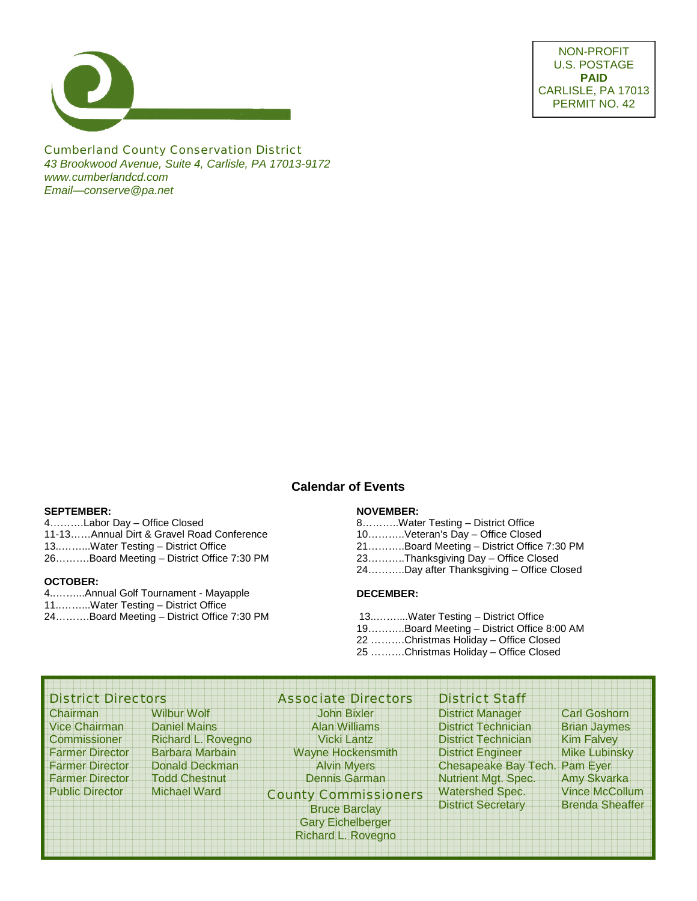NON-PROFIT
U.S. POSTAGE
**PAID**
CARLISLE, PA 17013
PERMIT NO. 42

Cumberland County Conservation District
*43 Brookwood Avenue, Suite 4, Carlisle, PA 17013-9172*
*www.cumberlandcd.com*
*Email—conserve@pa.net*

## Calendar of Events

**SEPTEMBER:**
4……….Labor Day – Office Closed
11-13……Annual Dirt & Gravel Road Conference
13..……...Water Testing – District Office
26……….Board Meeting – District Office 7:30 PM

**OCTOBER:**
4..……...Annual Golf Tournament - Mayapple
11..……...Water Testing – District Office
24……….Board Meeting – District Office 7:30 PM

**NOVEMBER:**
8………..Water Testing – District Office
10………..Veteran's Day – Office Closed
21………..Board Meeting – District Office 7:30 PM
23………..Thanksgiving Day – Office Closed
24………..Day after Thanksgiving – Office Closed

**DECEMBER:**
13..……...Water Testing – District Office
19………..Board Meeting – District Office 8:00 AM
22 ……….Christmas Holiday – Office Closed
25 ……….Christmas Holiday – Office Closed

### District Directors

| | |
|---|---|
| Chairman | Wilbur Wolf |
| Vice Chairman | Daniel Mains |
| Commissioner | Richard L. Rovegno |
| Farmer Director | Barbara Marbain |
| Farmer Director | Donald Deckman |
| Farmer Director | Todd Chestnut |
| Public Director | Michael Ward |

### Associate Directors

John Bixler
Alan Williams
Vicki Lantz
Wayne Hockensmith
Alvin Myers
Dennis Garman

### County Commissioners

Bruce Barclay
Gary Eichelberger
Richard L. Rovegno

### District Staff

| | |
|---|---|
| District Manager | Carl Goshorn |
| District Technician | Brian Jaymes |
| District Technician | Kim Falvey |
| District Engineer | Mike Lubinsky |
| Chesapeake Bay Tech. | Pam Eyer |
| Nutrient Mgt. Spec. | Amy Skvarka |
| Watershed Spec. | Vince McCollum |
| District Secretary | Brenda Sheaffer |